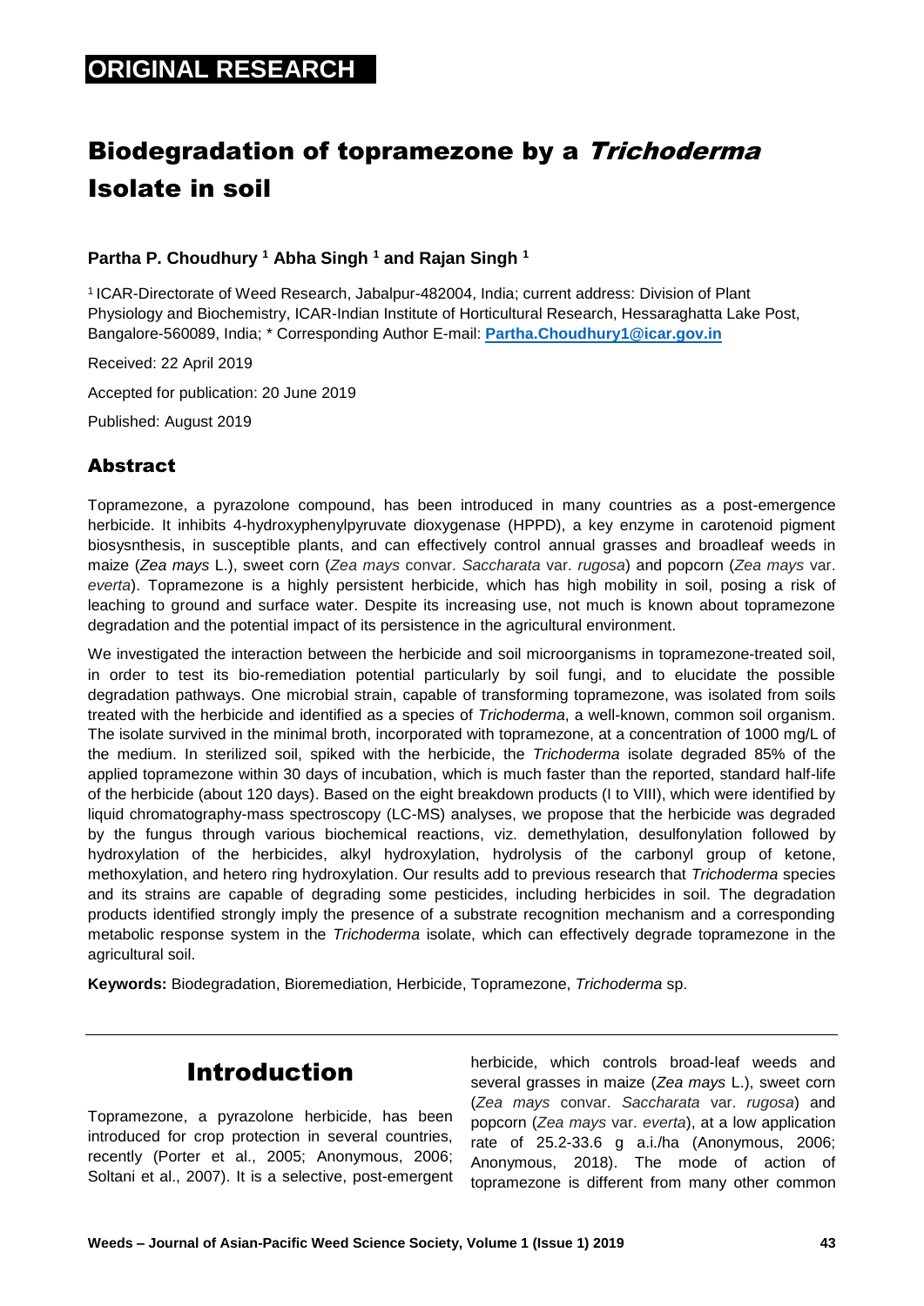**ORIGINAL RESEARCH**

# Biodegradation of topramezone by a *Trichoderma* Isolate in soil

**Partha P. Choudhury [1] Abha Singh [1] and Rajan Singh [1]**

[1] ICAR-Directorate of Weed Research, Jabalpur-482004, India; current address: Division of Plant Physiology and Biochemistry, ICAR-Indian Institute of Horticultural Research, Hessaraghatta Lake Post, Bangalore-560089, India; * Corresponding Author E-mail: **Partha.Choudhury1@icar.gov.in**

Received: 22 April 2019

Accepted for publication: 20 June 2019

Published: August 2019

## Abstract

Topramezone, a pyrazolone compound, has been introduced in many countries as a post-emergence herbicide. It inhibits 4-hydroxyphenylpyruvate dioxygenase (HPPD), a key enzyme in carotenoid pigment biosysnthesis, in susceptible plants, and can effectively control annual grasses and broadleaf weeds in maize (*Zea mays* L.), sweet corn (*Zea mays* convar. *Saccharata* var. *rugosa*) and popcorn (*Zea mays* var. *everta*). Topramezone is a highly persistent herbicide, which has high mobility in soil, posing a risk of leaching to ground and surface water. Despite its increasing use, not much is known about topramezone degradation and the potential impact of its persistence in the agricultural environment.

We investigated the interaction between the herbicide and soil microorganisms in topramezone-treated soil, in order to test its bio-remediation potential particularly by soil fungi, and to elucidate the possible degradation pathways. One microbial strain, capable of transforming topramezone, was isolated from soils treated with the herbicide and identified as a species of *Trichoderma*, a well-known, common soil organism. The isolate survived in the minimal broth, incorporated with topramezone, at a concentration of 1000 mg/L of the medium. In sterilized soil, spiked with the herbicide, the *Trichoderma* isolate degraded 85% of the applied topramezone within 30 days of incubation, which is much faster than the reported, standard half-life of the herbicide (about 120 days). Based on the eight breakdown products (I to VIII), which were identified by liquid chromatography-mass spectroscopy (LC-MS) analyses, we propose that the herbicide was degraded by the fungus through various biochemical reactions, viz. demethylation, desulfonylation followed by hydroxylation of the herbicides, alkyl hydroxylation, hydrolysis of the carbonyl group of ketone, methoxylation, and hetero ring hydroxylation. Our results add to previous research that *Trichoderma* species and its strains are capable of degrading some pesticides, including herbicides in soil. The degradation products identified strongly imply the presence of a substrate recognition mechanism and a corresponding metabolic response system in the *Trichoderma* isolate, which can effectively degrade topramezone in the agricultural soil.

**Keywords:** Biodegradation, Bioremediation, Herbicide, Topramezone, *Trichoderma* sp.

## Introduction

Topramezone, a pyrazolone herbicide, has been introduced for crop protection in several countries, recently (Porter et al., 2005; Anonymous, 2006; Soltani et al., 2007). It is a selective, post-emergent herbicide, which controls broad-leaf weeds and several grasses in maize (*Zea mays* L.), sweet corn (*Zea mays* convar. *Saccharata* var. *rugosa*) and popcorn (*Zea mays* var. *everta*), at a low application rate of 25.2-33.6 g a.i./ha (Anonymous, 2006; Anonymous, 2018). The mode of action of topramezone is different from many other common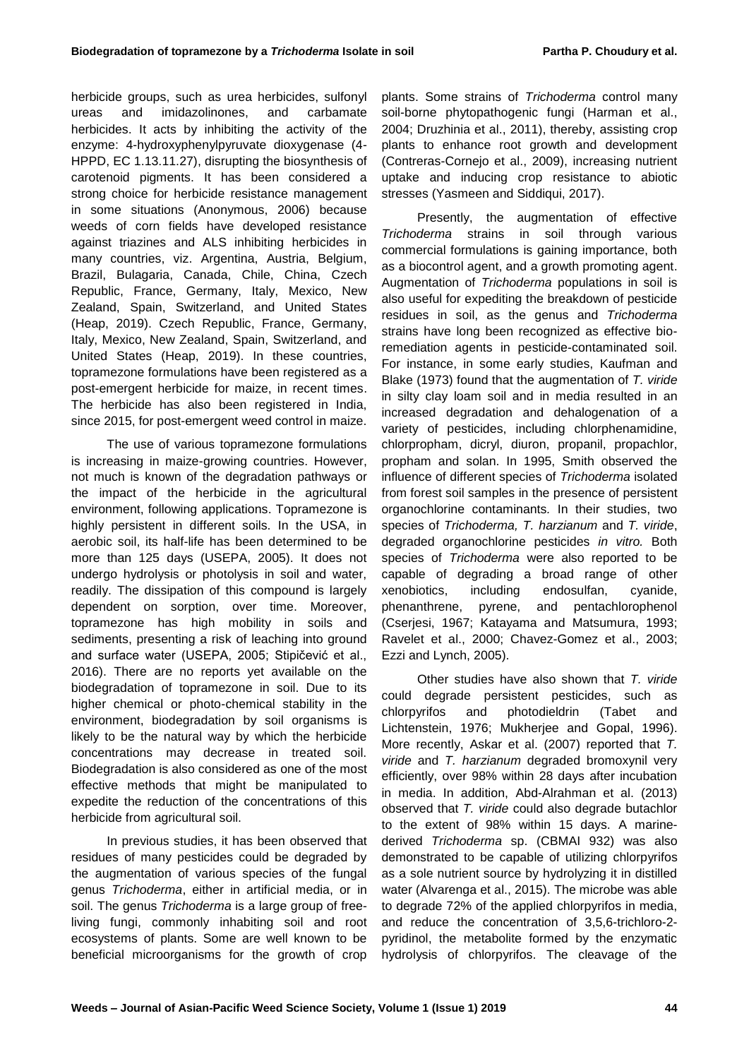herbicide groups, such as urea herbicides, sulfonyl ureas and imidazolinones, and carbamate herbicides. It acts by inhibiting the activity of the enzyme: 4-hydroxyphenylpyruvate dioxygenase (4-HPPD, EC 1.13.11.27), disrupting the biosynthesis of carotenoid pigments. It has been considered a strong choice for herbicide resistance management in some situations (Anonymous, 2006) because weeds of corn fields have developed resistance against triazines and ALS inhibiting herbicides in many countries, viz. Argentina, Austria, Belgium, Brazil, Bulagaria, Canada, Chile, China, Czech Republic, France, Germany, Italy, Mexico, New Zealand, Spain, Switzerland, and United States (Heap, 2019). Czech Republic, France, Germany, Italy, Mexico, New Zealand, Spain, Switzerland, and United States (Heap, 2019). In these countries, topramezone formulations have been registered as a post-emergent herbicide for maize, in recent times. The herbicide has also been registered in India, since 2015, for post-emergent weed control in maize.

The use of various topramezone formulations is increasing in maize-growing countries. However, not much is known of the degradation pathways or the impact of the herbicide in the agricultural environment, following applications. Topramezone is highly persistent in different soils. In the USA, in aerobic soil, its half-life has been determined to be more than 125 days (USEPA, 2005). It does not undergo hydrolysis or photolysis in soil and water, readily. The dissipation of this compound is largely dependent on sorption, over time. Moreover, topramezone has high mobility in soils and sediments, presenting a risk of leaching into ground and surface water (USEPA, 2005; Stipičević et al., 2016). There are no reports yet available on the biodegradation of topramezone in soil. Due to its higher chemical or photo-chemical stability in the environment, biodegradation by soil organisms is likely to be the natural way by which the herbicide concentrations may decrease in treated soil. Biodegradation is also considered as one of the most effective methods that might be manipulated to expedite the reduction of the concentrations of this herbicide from agricultural soil.

In previous studies, it has been observed that residues of many pesticides could be degraded by the augmentation of various species of the fungal genus *Trichoderma*, either in artificial media, or in soil. The genus *Trichoderma* is a large group of free-living fungi, commonly inhabiting soil and root ecosystems of plants. Some are well known to be beneficial microorganisms for the growth of crop plants. Some strains of *Trichoderma* control many soil-borne phytopathogenic fungi (Harman et al., 2004; Druzhinia et al., 2011), thereby, assisting crop plants to enhance root growth and development (Contreras-Cornejo et al., 2009), increasing nutrient uptake and inducing crop resistance to abiotic stresses (Yasmeen and Siddiqui, 2017).

Presently, the augmentation of effective *Trichoderma* strains in soil through various commercial formulations is gaining importance, both as a biocontrol agent, and a growth promoting agent. Augmentation of *Trichoderma* populations in soil is also useful for expediting the breakdown of pesticide residues in soil, as the genus and *Trichoderma* strains have long been recognized as effective bio-remediation agents in pesticide-contaminated soil. For instance, in some early studies, Kaufman and Blake (1973) found that the augmentation of *T. viride* in silty clay loam soil and in media resulted in an increased degradation and dehalogenation of a variety of pesticides, including chlorphenamidine, chlorpropham, dicryl, diuron, propanil, propachlor, propham and solan. In 1995, Smith observed the influence of different species of *Trichoderma* isolated from forest soil samples in the presence of persistent organochlorine contaminants. In their studies, two species of *Trichoderma, T. harzianum* and *T. viride*, degraded organochlorine pesticides *in vitro.* Both species of *Trichoderma* were also reported to be capable of degrading a broad range of other xenobiotics, including endosulfan, cyanide, phenanthrene, pyrene, and pentachlorophenol (Cserjesi, 1967; Katayama and Matsumura, 1993; Ravelet et al., 2000; Chavez-Gomez et al., 2003; Ezzi and Lynch, 2005).

Other studies have also shown that *T. viride* could degrade persistent pesticides, such as chlorpyrifos and photodieldrin (Tabet and Lichtenstein, 1976; Mukherjee and Gopal, 1996). More recently, Askar et al. (2007) reported that *T. viride* and *T. harzianum* degraded bromoxynil very efficiently, over 98% within 28 days after incubation in media. In addition, Abd-Alrahman et al. (2013) observed that *T. viride* could also degrade butachlor to the extent of 98% within 15 days. A marine-derived *Trichoderma* sp. (CBMAI 932) was also demonstrated to be capable of utilizing chlorpyrifos as a sole nutrient source by hydrolyzing it in distilled water (Alvarenga et al., 2015). The microbe was able to degrade 72% of the applied chlorpyrifos in media, and reduce the concentration of 3,5,6-trichloro-2-pyridinol, the metabolite formed by the enzymatic hydrolysis of chlorpyrifos. The cleavage of the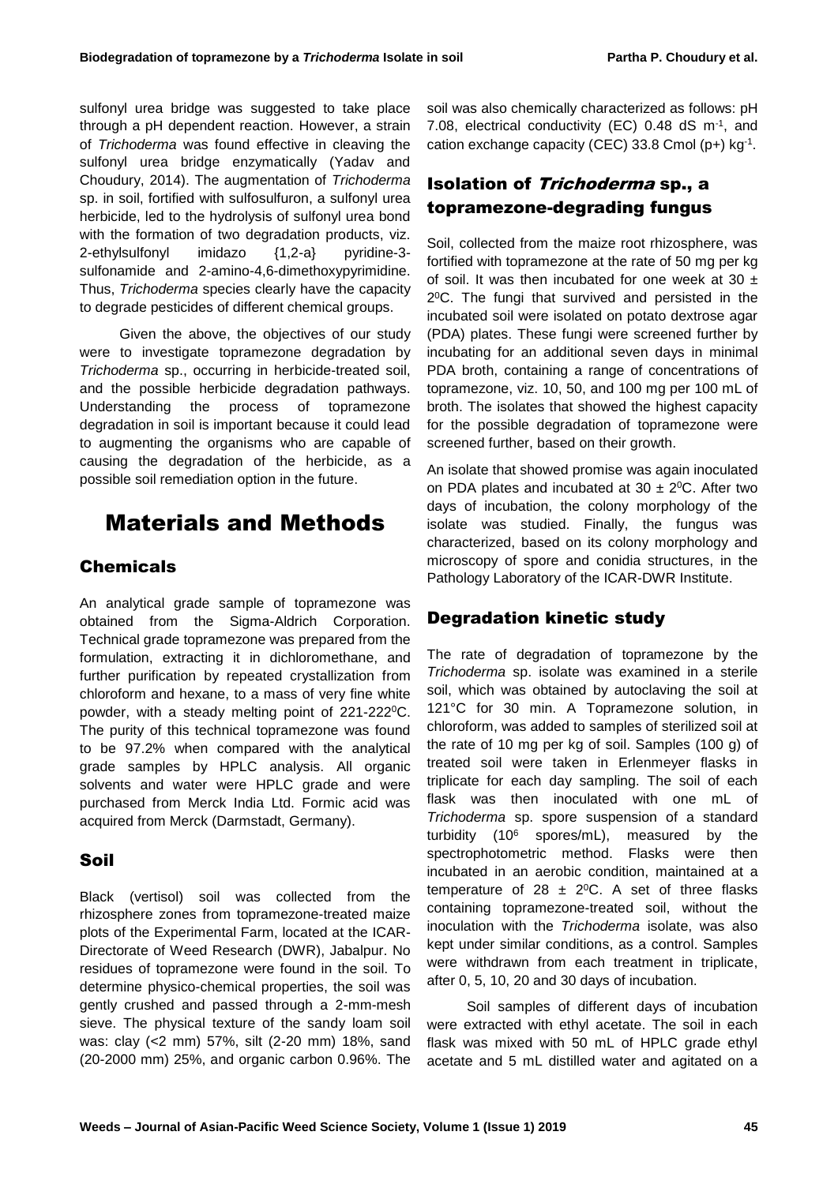sulfonyl urea bridge was suggested to take place through a pH dependent reaction. However, a strain of *Trichoderma* was found effective in cleaving the sulfonyl urea bridge enzymatically (Yadav and Choudury, 2014). The augmentation of *Trichoderma* sp. in soil, fortified with sulfosulfuron, a sulfonyl urea herbicide, led to the hydrolysis of sulfonyl urea bond with the formation of two degradation products, viz. 2-ethylsulfonyl imidazo {1,2-a} pyridine-3-sulfonamide and 2-amino-4,6-dimethoxypyrimidine. Thus, *Trichoderma* species clearly have the capacity to degrade pesticides of different chemical groups.

Given the above, the objectives of our study were to investigate topramezone degradation by *Trichoderma* sp., occurring in herbicide-treated soil, and the possible herbicide degradation pathways. Understanding the process of topramezone degradation in soil is important because it could lead to augmenting the organisms who are capable of causing the degradation of the herbicide, as a possible soil remediation option in the future.

# Materials and Methods

## Chemicals

An analytical grade sample of topramezone was obtained from the Sigma-Aldrich Corporation. Technical grade topramezone was prepared from the formulation, extracting it in dichloromethane, and further purification by repeated crystallization from chloroform and hexane, to a mass of very fine white powder, with a steady melting point of 221-222$^0$C. The purity of this technical topramezone was found to be 97.2% when compared with the analytical grade samples by HPLC analysis. All organic solvents and water were HPLC grade and were purchased from Merck India Ltd. Formic acid was acquired from Merck (Darmstadt, Germany).

## Soil

Black (vertisol) soil was collected from the rhizosphere zones from topramezone-treated maize plots of the Experimental Farm, located at the ICAR-Directorate of Weed Research (DWR), Jabalpur. No residues of topramezone were found in the soil. To determine physico-chemical properties, the soil was gently crushed and passed through a 2-mm-mesh sieve. The physical texture of the sandy loam soil was: clay (<2 mm) 57%, silt (2-20 mm) 18%, sand (20-2000 mm) 25%, and organic carbon 0.96%. The soil was also chemically characterized as follows: pH 7.08, electrical conductivity (EC) 0.48 dS $m^{-1}$, and cation exchange capacity (CEC) 33.8 Cmol (p+) $kg^{-1}$.

## Isolation of *Trichoderma* sp., a topramezone-degrading fungus

Soil, collected from the maize root rhizosphere, was fortified with topramezone at the rate of 50 mg per kg of soil. It was then incubated for one week at 30 ± 2$^0$C. The fungi that survived and persisted in the incubated soil were isolated on potato dextrose agar (PDA) plates. These fungi were screened further by incubating for an additional seven days in minimal PDA broth, containing a range of concentrations of topramezone, viz. 10, 50, and 100 mg per 100 mL of broth. The isolates that showed the highest capacity for the possible degradation of topramezone were screened further, based on their growth.

An isolate that showed promise was again inoculated on PDA plates and incubated at 30 ± 2$^0$C. After two days of incubation, the colony morphology of the isolate was studied. Finally, the fungus was characterized, based on its colony morphology and microscopy of spore and conidia structures, in the Pathology Laboratory of the ICAR-DWR Institute.

## Degradation kinetic study

The rate of degradation of topramezone by the *Trichoderma* sp. isolate was examined in a sterile soil, which was obtained by autoclaving the soil at 121°C for 30 min. A Topramezone solution, in chloroform, was added to samples of sterilized soil at the rate of 10 mg per kg of soil. Samples (100 g) of treated soil were taken in Erlenmeyer flasks in triplicate for each day sampling. The soil of each flask was then inoculated with one mL of *Trichoderma* sp. spore suspension of a standard turbidity ($10^6$ spores/mL), measured by the spectrophotometric method. Flasks were then incubated in an aerobic condition, maintained at a temperature of 28 ± 2$^0$C. A set of three flasks containing topramezone-treated soil, without the inoculation with the *Trichoderma* isolate, was also kept under similar conditions, as a control. Samples were withdrawn from each treatment in triplicate, after 0, 5, 10, 20 and 30 days of incubation.

Soil samples of different days of incubation were extracted with ethyl acetate. The soil in each flask was mixed with 50 mL of HPLC grade ethyl acetate and 5 mL distilled water and agitated on a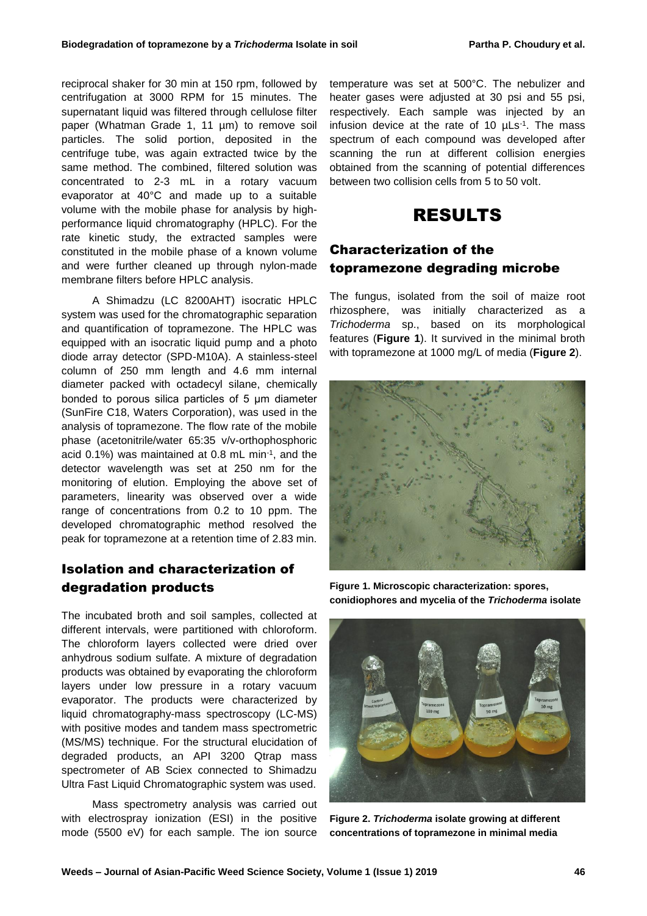reciprocal shaker for 30 min at 150 rpm, followed by centrifugation at 3000 RPM for 15 minutes. The supernatant liquid was filtered through cellulose filter paper (Whatman Grade 1, 11 µm) to remove soil particles. The solid portion, deposited in the centrifuge tube, was again extracted twice by the same method. The combined, filtered solution was concentrated to 2-3 mL in a rotary vacuum evaporator at 40°C and made up to a suitable volume with the mobile phase for analysis by high-performance liquid chromatography (HPLC). For the rate kinetic study, the extracted samples were constituted in the mobile phase of a known volume and were further cleaned up through nylon-made membrane filters before HPLC analysis.

A Shimadzu (LC 8200AHT) isocratic HPLC system was used for the chromatographic separation and quantification of topramezone. The HPLC was equipped with an isocratic liquid pump and a photo diode array detector (SPD-M10A). A stainless-steel column of 250 mm length and 4.6 mm internal diameter packed with octadecyl silane, chemically bonded to porous silica particles of 5 µm diameter (SunFire C18, Waters Corporation), was used in the analysis of topramezone. The flow rate of the mobile phase (acetonitrile/water 65:35 v/v-orthophosphoric acid 0.1%) was maintained at 0.8 mL $min^{-1}$, and the detector wavelength was set at 250 nm for the monitoring of elution. Employing the above set of parameters, linearity was observed over a wide range of concentrations from 0.2 to 10 ppm. The developed chromatographic method resolved the peak for topramezone at a retention time of 2.83 min.

## Isolation and characterization of degradation products

The incubated broth and soil samples, collected at different intervals, were partitioned with chloroform. The chloroform layers collected were dried over anhydrous sodium sulfate. A mixture of degradation products was obtained by evaporating the chloroform layers under low pressure in a rotary vacuum evaporator. The products were characterized by liquid chromatography-mass spectroscopy (LC-MS) with positive modes and tandem mass spectrometric (MS/MS) technique. For the structural elucidation of degraded products, an API 3200 Qtrap mass spectrometer of AB Sciex connected to Shimadzu Ultra Fast Liquid Chromatographic system was used.

Mass spectrometry analysis was carried out with electrospray ionization (ESI) in the positive mode (5500 eV) for each sample. The ion source temperature was set at 500°C. The nebulizer and heater gases were adjusted at 30 psi and 55 psi, respectively. Each sample was injected by an infusion device at the rate of 10 $\mu Ls^{-1}$. The mass spectrum of each compound was developed after scanning the run at different collision energies obtained from the scanning of potential differences between two collision cells from 5 to 50 volt.

# RESULTS

## Characterization of the topramezone degrading microbe

The fungus, isolated from the soil of maize root rhizosphere, was initially characterized as a *Trichoderma* sp., based on its morphological features (**Figure 1**). It survived in the minimal broth with topramezone at 1000 mg/L of media (**Figure 2**).

**Figure 1. Microscopic characterization: spores, conidiophores and mycelia of the *Trichoderma* isolate**

**Figure 2. *Trichoderma* isolate growing at different concentrations of topramezone in minimal media**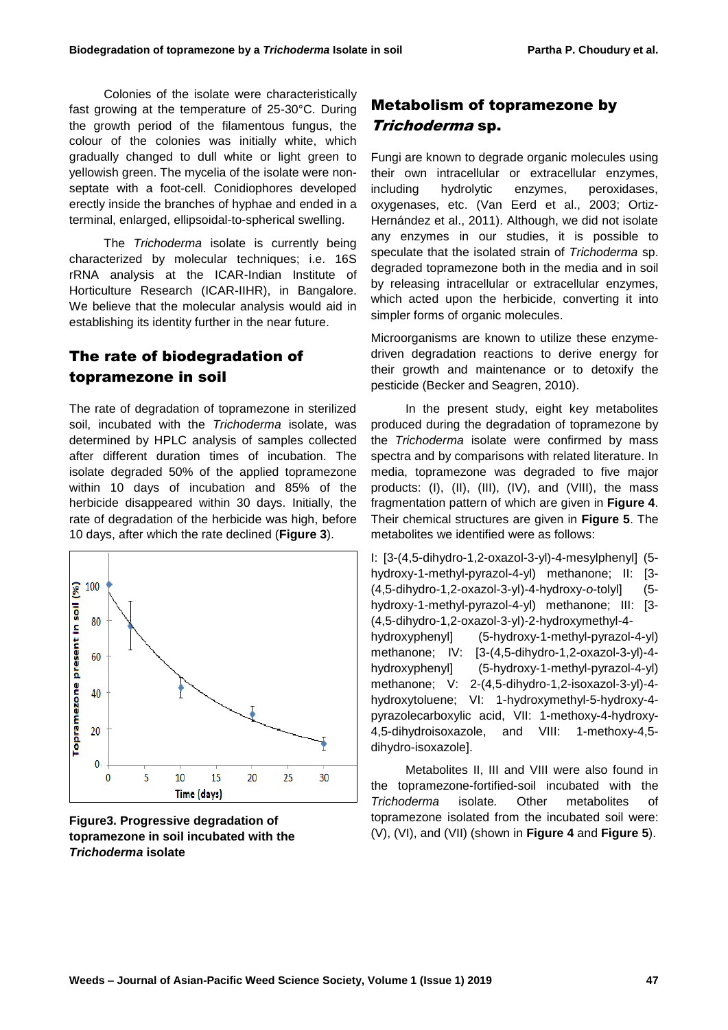Colonies of the isolate were characteristically fast growing at the temperature of 25-30°C. During the growth period of the filamentous fungus, the colour of the colonies was initially white, which gradually changed to dull white or light green to yellowish green. The mycelia of the isolate were non-septate with a foot-cell. Conidiophores developed erectly inside the branches of hyphae and ended in a terminal, enlarged, ellipsoidal-to-spherical swelling.

The *Trichoderma* isolate is currently being characterized by molecular techniques; i.e. 16S rRNA analysis at the ICAR-Indian Institute of Horticulture Research (ICAR-IIHR), in Bangalore. We believe that the molecular analysis would aid in establishing its identity further in the near future.

## The rate of biodegradation of topramezone in soil

The rate of degradation of topramezone in sterilized soil, incubated with the *Trichoderma* isolate, was determined by HPLC analysis of samples collected after different duration times of incubation. The isolate degraded 50% of the applied topramezone within 10 days of incubation and 85% of the herbicide disappeared within 30 days. Initially, the rate of degradation of the herbicide was high, before 10 days, after which the rate declined (**Figure 3**).

**Figure3. Progressive degradation of topramezone in soil incubated with the *Trichoderma* isolate**

## Metabolism of topramezone by *Trichoderma* sp.

Fungi are known to degrade organic molecules using their own intracellular or extracellular enzymes, including hydrolytic enzymes, peroxidases, oxygenases, etc. (Van Eerd et al., 2003; Ortiz-Hernández et al., 2011). Although, we did not isolate any enzymes in our studies, it is possible to speculate that the isolated strain of *Trichoderma* sp. degraded topramezone both in the media and in soil by releasing intracellular or extracellular enzymes, which acted upon the herbicide, converting it into simpler forms of organic molecules.

Microorganisms are known to utilize these enzyme-driven degradation reactions to derive energy for their growth and maintenance or to detoxify the pesticide (Becker and Seagren, 2010).

In the present study, eight key metabolites produced during the degradation of topramezone by the *Trichoderma* isolate were confirmed by mass spectra and by comparisons with related literature. In media, topramezone was degraded to five major products: (I), (II), (III), (IV), and (VIII), the mass fragmentation pattern of which are given in **Figure 4**. Their chemical structures are given in **Figure 5**. The metabolites we identified were as follows:

I: [3-(4,5-dihydro-1,2-oxazol-3-yl)-4-mesylphenyl] (5-hydroxy-1-methyl-pyrazol-4-yl) methanone; II: [3-(4,5-dihydro-1,2-oxazol-3-yl)-4-hydroxy-*o*-tolyl] (5-hydroxy-1-methyl-pyrazol-4-yl) methanone; III: [3-(4,5-dihydro-1,2-oxazol-3-yl)-2-hydroxymethyl-4-hydroxyphenyl] (5-hydroxy-1-methyl-pyrazol-4-yl) methanone; IV: [3-(4,5-dihydro-1,2-oxazol-3-yl)-4-hydroxyphenyl] (5-hydroxy-1-methyl-pyrazol-4-yl) methanone; V: 2-(4,5-dihydro-1,2-isoxazol-3-yl)-4-hydroxytoluene; VI: 1-hydroxymethyl-5-hydroxy-4-pyrazolecarboxylic acid, VII: 1-methoxy-4-hydroxy-4,5-dihydroisoxazole, and VIII: 1-methoxy-4,5-dihydro-isoxazole].

Metabolites II, III and VIII were also found in the topramezone-fortified-soil incubated with the *Trichoderma* isolate. Other metabolites of topramezone isolated from the incubated soil were: (V), (VI), and (VII) (shown in **Figure 4** and **Figure 5**).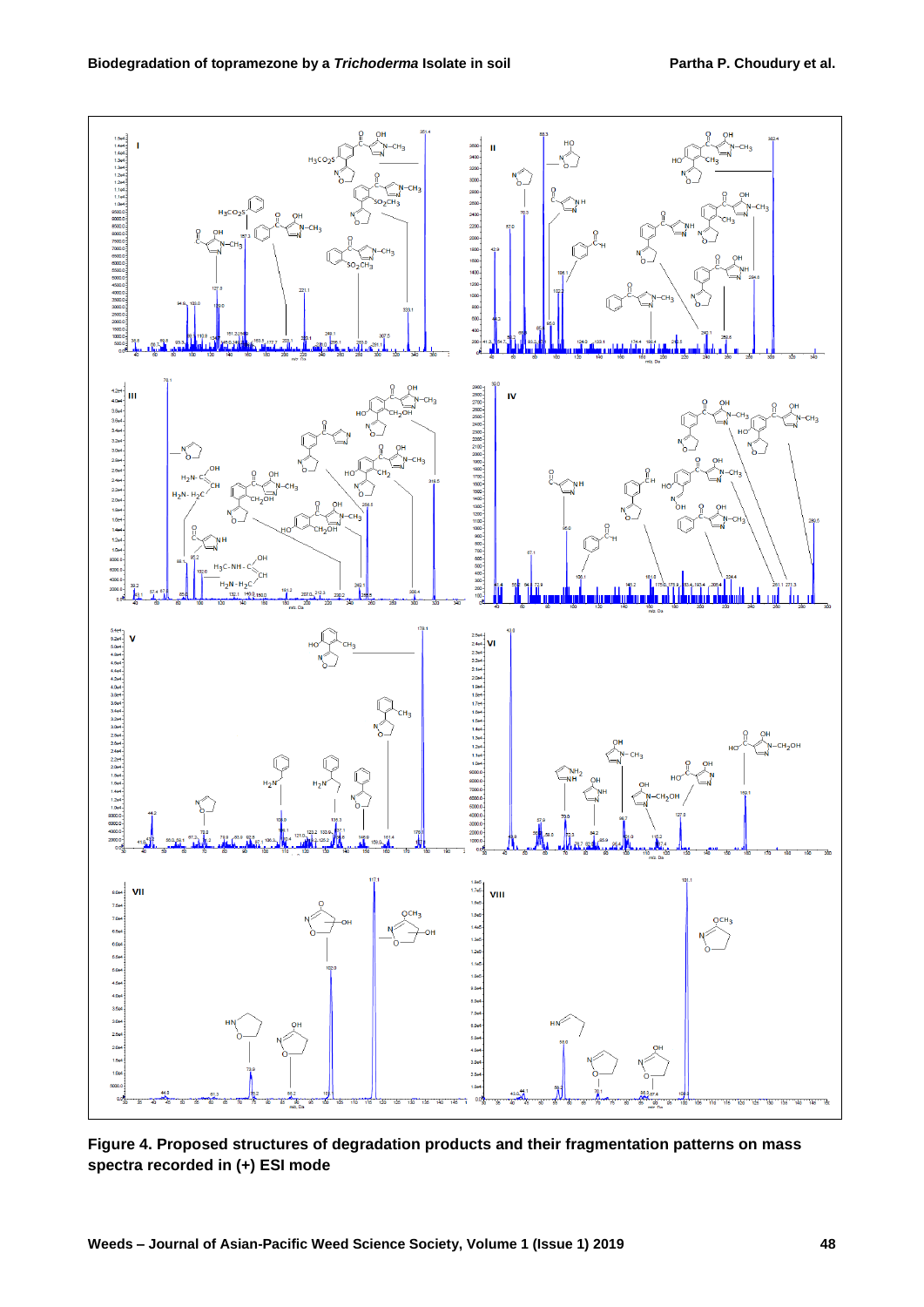**Figure 4. Proposed structures of degradation products and their fragmentation patterns on mass spectra recorded in (+) ESI mode**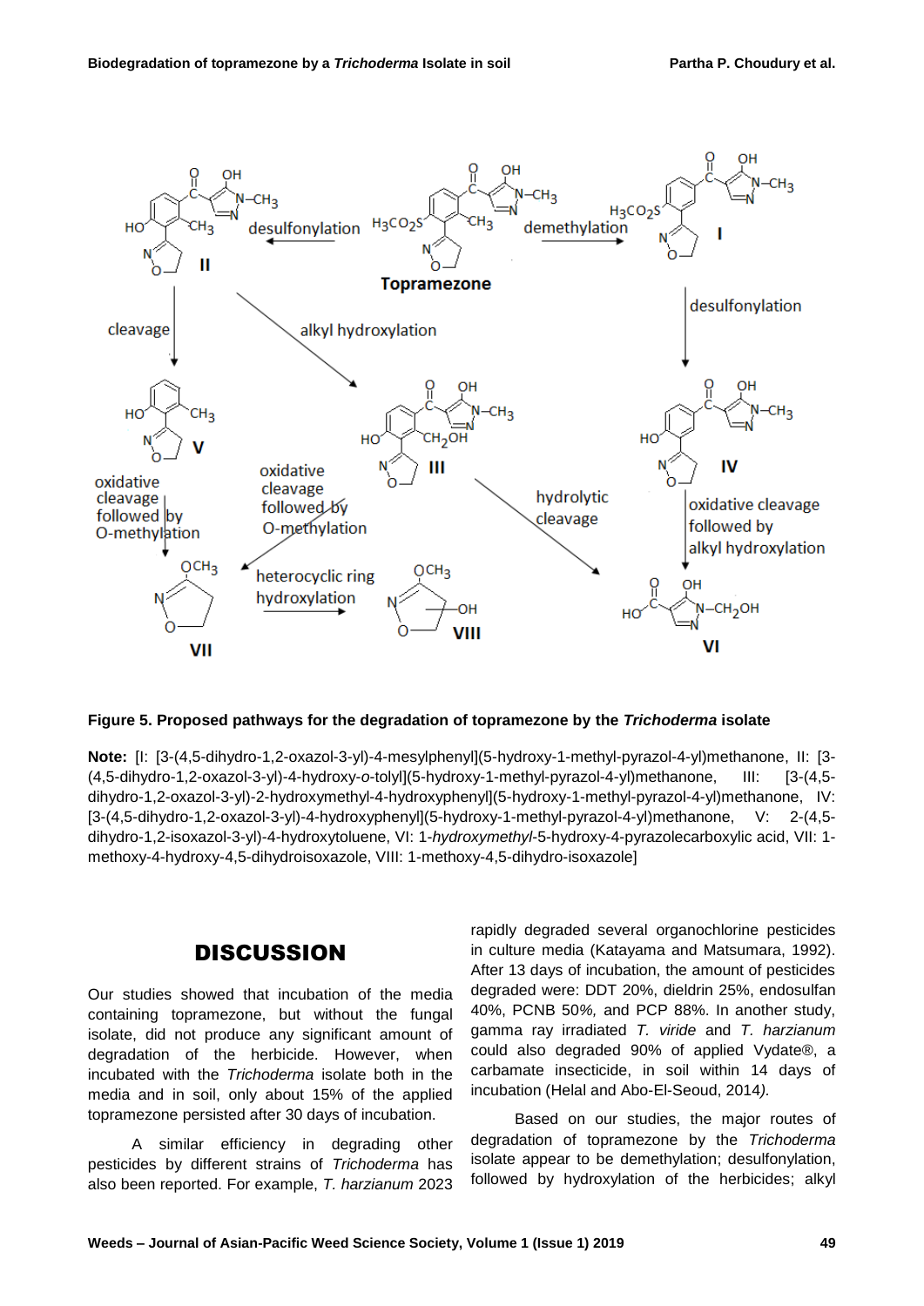**Figure 5. Proposed pathways for the degradation of topramezone by the *Trichoderma* isolate**

**Note:** [I: [3-(4,5-dihydro-1,2-oxazol-3-yl)-4-mesylphenyl](5-hydroxy-1-methyl-pyrazol-4-yl)methanone, II: [3-(4,5-dihydro-1,2-oxazol-3-yl)-4-hydroxy-o-tolyl](5-hydroxy-1-methyl-pyrazol-4-yl)methanone, III: [3-(4,5-dihydro-1,2-oxazol-3-yl)-2-hydroxymethyl-4-hydroxyphenyl](5-hydroxy-1-methyl-pyrazol-4-yl)methanone, IV: [3-(4,5-dihydro-1,2-oxazol-3-yl)-4-hydroxyphenyl](5-hydroxy-1-methyl-pyrazol-4-yl)methanone, V: 2-(4,5-dihydro-1,2-isoxazol-3-yl)-4-hydroxytoluene, VI: 1-*hydroxymethyl*-5-hydroxy-4-pyrazolecarboxylic acid, VII: 1-methoxy-4-hydroxy-4,5-dihydroisoxazole, VIII: 1-methoxy-4,5-dihydro-isoxazole]

## DISCUSSION

Our studies showed that incubation of the media containing topramezone, but without the fungal isolate, did not produce any significant amount of degradation of the herbicide. However, when incubated with the *Trichoderma* isolate both in the media and in soil, only about 15% of the applied topramezone persisted after 30 days of incubation.

A similar efficiency in degrading other pesticides by different strains of *Trichoderma* has also been reported. For example, *T. harzianum* 2023 rapidly degraded several organochlorine pesticides in culture media (Katayama and Matsumara, 1992). After 13 days of incubation, the amount of pesticides degraded were: DDT 20%, dieldrin 25%, endosulfan 40%, PCNB 50%, and PCP 88%. In another study, gamma ray irradiated *T. viride* and *T. harzianum* could also degraded 90% of applied Vydate®, a carbamate insecticide, in soil within 14 days of incubation (Helal and Abo-El-Seoud, 2014).

Based on our studies, the major routes of degradation of topramezone by the *Trichoderma* isolate appear to be demethylation; desulfonylation, followed by hydroxylation of the herbicides; alkyl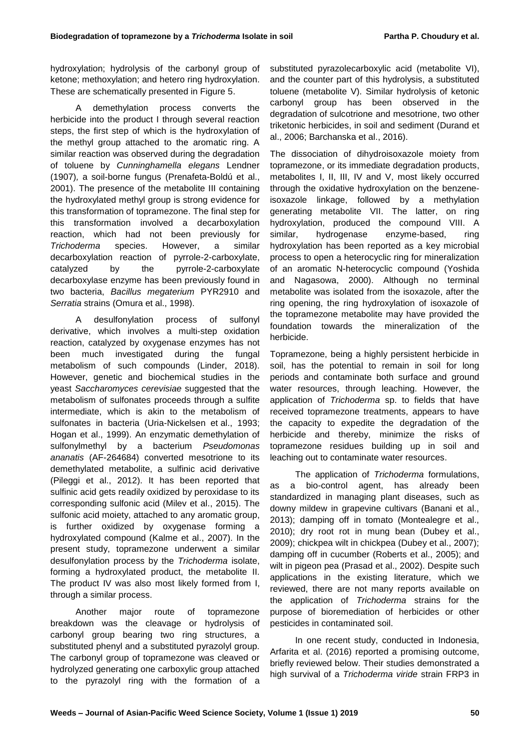hydroxylation; hydrolysis of the carbonyl group of ketone; methoxylation; and hetero ring hydroxylation. These are schematically presented in Figure 5.

A demethylation process converts the herbicide into the product I through several reaction steps, the first step of which is the hydroxylation of the methyl group attached to the aromatic ring. A similar reaction was observed during the degradation of toluene by *Cunninghamella elegans* Lendner (1907), a soil-borne fungus (Prenafeta-Boldú et al., 2001). The presence of the metabolite III containing the hydroxylated methyl group is strong evidence for this transformation of topramezone. The final step for this transformation involved a decarboxylation reaction, which had not been previously for *Trichoderma* species. However, a similar decarboxylation reaction of pyrrole-2-carboxylate, catalyzed by the pyrrole-2-carboxylate decarboxylase enzyme has been previously found in two bacteria, *Bacillus megaterium* PYR2910 and *Serratia* strains (Omura et al., 1998).

A desulfonylation process of sulfonyl derivative, which involves a multi-step oxidation reaction, catalyzed by oxygenase enzymes has not been much investigated during the fungal metabolism of such compounds (Linder, 2018). However, genetic and biochemical studies in the yeast *Saccharomyces cerevisiae* suggested that the metabolism of sulfonates proceeds through a sulfite intermediate, which is akin to the metabolism of sulfonates in bacteria (Uria-Nickelsen et al., 1993; Hogan et al., 1999). An enzymatic demethylation of sulfonylmethyl by a bacterium *Pseudomonas ananatis* (AF-264684) converted mesotrione to its demethylated metabolite, a sulfinic acid derivative (Pileggi et al., 2012). It has been reported that sulfinic acid gets readily oxidized by peroxidase to its corresponding sulfonic acid (Milev et al., 2015). The sulfonic acid moiety, attached to any aromatic group, is further oxidized by oxygenase forming a hydroxylated compound (Kalme et al., 2007). In the present study, topramezone underwent a similar desulfonylation process by the *Trichoderma* isolate, forming a hydroxylated product, the metabolite II. The product IV was also most likely formed from I, through a similar process.

Another major route of topramezone breakdown was the cleavage or hydrolysis of carbonyl group bearing two ring structures, a substituted phenyl and a substituted pyrazolyl group. The carbonyl group of topramezone was cleaved or hydrolyzed generating one carboxylic group attached to the pyrazolyl ring with the formation of a substituted pyrazolecarboxylic acid (metabolite VI), and the counter part of this hydrolysis, a substituted toluene (metabolite V). Similar hydrolysis of ketonic carbonyl group has been observed in the degradation of sulcotrione and mesotrione, two other triketonic herbicides, in soil and sediment (Durand et al., 2006; Barchanska et al., 2016).

The dissociation of dihydroisoxazole moiety from topramezone, or its immediate degradation products, metabolites I, II, III, IV and V, most likely occurred through the oxidative hydroxylation on the benzene-isoxazole linkage, followed by a methylation generating metabolite VII. The latter, on ring hydroxylation, produced the compound VIII. A similar, hydrogenase enzyme-based, ring hydroxylation has been reported as a key microbial process to open a heterocyclic ring for mineralization of an aromatic N-heterocyclic compound (Yoshida and Nagasowa, 2000). Although no terminal metabolite was isolated from the isoxazole, after the ring opening, the ring hydroxylation of isoxazole of the topramezone metabolite may have provided the foundation towards the mineralization of the herbicide.

Topramezone, being a highly persistent herbicide in soil, has the potential to remain in soil for long periods and contaminate both surface and ground water resources, through leaching. However, the application of *Trichoderma* sp. to fields that have received topramezone treatments, appears to have the capacity to expedite the degradation of the herbicide and thereby, minimize the risks of topramezone residues building up in soil and leaching out to contaminate water resources.

The application of *Trichoderma* formulations, as a bio-control agent, has already been standardized in managing plant diseases, such as downy mildew in grapevine cultivars (Banani et al., 2013); damping off in tomato (Montealegre et al., 2010); dry root rot in mung bean (Dubey et al., 2009); chickpea wilt in chickpea (Dubey et al., 2007); damping off in cucumber (Roberts et al., 2005); and wilt in pigeon pea (Prasad et al., 2002). Despite such applications in the existing literature, which we reviewed, there are not many reports available on the application of *Trichoderma* strains for the purpose of bioremediation of herbicides or other pesticides in contaminated soil.

In one recent study, conducted in Indonesia, Arfarita et al. (2016) reported a promising outcome, briefly reviewed below. Their studies demonstrated a high survival of a *Trichoderma viride* strain FRP3 in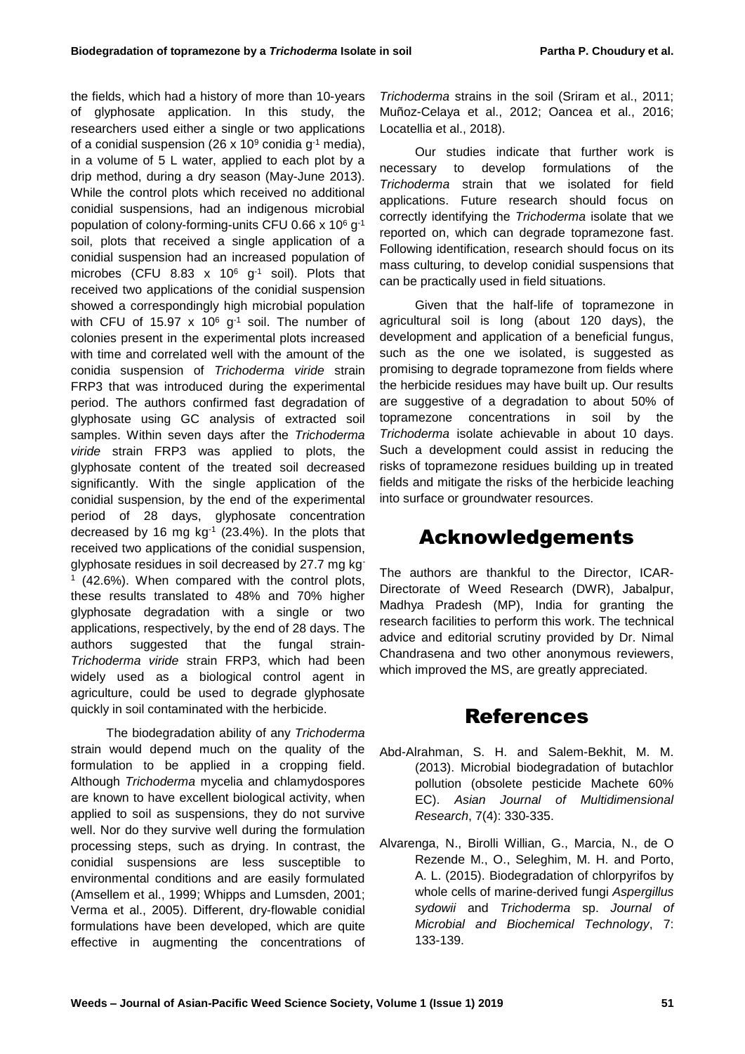the fields, which had a history of more than 10-years of glyphosate application. In this study, the researchers used either a single or two applications of a conidial suspension (26 x $10^9$ conidia $g^{-1}$ media), in a volume of 5 L water, applied to each plot by a drip method, during a dry season (May-June 2013). While the control plots which received no additional conidial suspensions, had an indigenous microbial population of colony-forming-units CFU 0.66 x $10^6$ $g^{-1}$ soil, plots that received a single application of a conidial suspension had an increased population of microbes (CFU 8.83 x $10^6$ $g^{-1}$ soil). Plots that received two applications of the conidial suspension showed a correspondingly high microbial population with CFU of 15.97 x $10^6$ $g^{-1}$ soil. The number of colonies present in the experimental plots increased with time and correlated well with the amount of the conidia suspension of *Trichoderma viride* strain FRP3 that was introduced during the experimental period. The authors confirmed fast degradation of glyphosate using GC analysis of extracted soil samples. Within seven days after the *Trichoderma viride* strain FRP3 was applied to plots, the glyphosate content of the treated soil decreased significantly. With the single application of the conidial suspension, by the end of the experimental period of 28 days, glyphosate concentration decreased by 16 mg $kg^{-1}$ (23.4%). In the plots that received two applications of the conidial suspension, glyphosate residues in soil decreased by 27.7 mg $kg^{-1}$ (42.6%). When compared with the control plots, these results translated to 48% and 70% higher glyphosate degradation with a single or two applications, respectively, by the end of 28 days. The authors suggested that the fungal strain-*Trichoderma viride* strain FRP3, which had been widely used as a biological control agent in agriculture, could be used to degrade glyphosate quickly in soil contaminated with the herbicide.

The biodegradation ability of any *Trichoderma* strain would depend much on the quality of the formulation to be applied in a cropping field. Although *Trichoderma* mycelia and chlamydospores are known to have excellent biological activity, when applied to soil as suspensions, they do not survive well. Nor do they survive well during the formulation processing steps, such as drying. In contrast, the conidial suspensions are less susceptible to environmental conditions and are easily formulated (Amsellem et al., 1999; Whipps and Lumsden, 2001; Verma et al., 2005). Different, dry-flowable conidial formulations have been developed, which are quite effective in augmenting the concentrations of *Trichoderma* strains in the soil (Sriram et al., 2011; Muñoz-Celaya et al., 2012; Oancea et al., 2016; Locatellia et al., 2018).

Our studies indicate that further work is necessary to develop formulations of the *Trichoderma* strain that we isolated for field applications. Future research should focus on correctly identifying the *Trichoderma* isolate that we reported on, which can degrade topramezone fast. Following identification, research should focus on its mass culturing, to develop conidial suspensions that can be practically used in field situations.

Given that the half-life of topramezone in agricultural soil is long (about 120 days), the development and application of a beneficial fungus, such as the one we isolated, is suggested as promising to degrade topramezone from fields where the herbicide residues may have built up. Our results are suggestive of a degradation to about 50% of topramezone concentrations in soil by the *Trichoderma* isolate achievable in about 10 days. Such a development could assist in reducing the risks of topramezone residues building up in treated fields and mitigate the risks of the herbicide leaching into surface or groundwater resources.

## Acknowledgements

The authors are thankful to the Director, ICAR-Directorate of Weed Research (DWR), Jabalpur, Madhya Pradesh (MP), India for granting the research facilities to perform this work. The technical advice and editorial scrutiny provided by Dr. Nimal Chandrasena and two other anonymous reviewers, which improved the MS, are greatly appreciated.

## References

Abd-Alrahman, S. H. and Salem-Bekhit, M. M. (2013). Microbial biodegradation of butachlor pollution (obsolete pesticide Machete 60% EC). *Asian Journal of Multidimensional Research*, 7(4): 330-335.

Alvarenga, N., Birolli Willian, G., Marcia, N., de O Rezende M., O., Seleghim, M. H. and Porto, A. L. (2015). Biodegradation of chlorpyrifos by whole cells of marine-derived fungi *Aspergillus sydowii* and *Trichoderma* sp. *Journal of Microbial and Biochemical Technology*, 7: 133-139.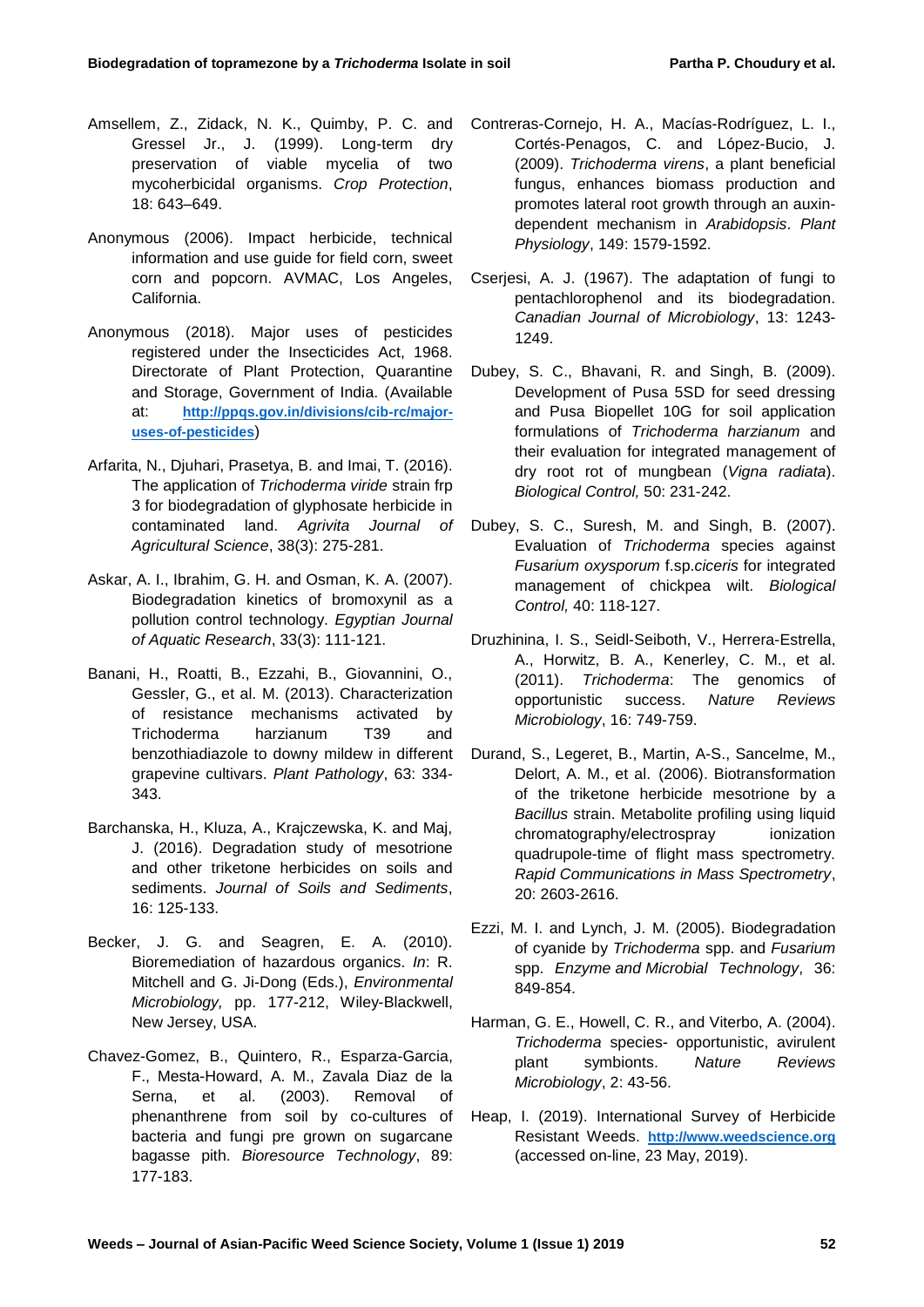Amsellem, Z., Zidack, N. K., Quimby, P. C. and Gressel Jr., J. (1999). Long-term dry preservation of viable mycelia of two mycoherbicidal organisms. *Crop Protection*, 18: 643–649.

Anonymous (2006). Impact herbicide, technical information and use guide for field corn, sweet corn and popcorn. AVMAC, Los Angeles, California.

Anonymous (2018). Major uses of pesticides registered under the Insecticides Act, 1968. Directorate of Plant Protection, Quarantine and Storage, Government of India. (Available at: **http://ppqs.gov.in/divisions/cib-rc/major-uses-of-pesticides**)

Arfarita, N., Djuhari, Prasetya, B. and Imai, T. (2016). The application of *Trichoderma viride* strain frp 3 for biodegradation of glyphosate herbicide in contaminated land. *Agrivita Journal of Agricultural Science*, 38(3): 275-281.

Askar, A. I., Ibrahim, G. H. and Osman, K. A. (2007). Biodegradation kinetics of bromoxynil as a pollution control technology. *Egyptian Journal of Aquatic Research*, 33(3): 111-121.

Banani, H., Roatti, B., Ezzahi, B., Giovannini, O., Gessler, G., et al. M. (2013). Characterization of resistance mechanisms activated by Trichoderma harzianum T39 and benzothiadiazole to downy mildew in different grapevine cultivars. *Plant Pathology*, 63: 334-343.

Barchanska, H., Kluza, A., Krajczewska, K. and Maj, J. (2016). Degradation study of mesotrione and other triketone herbicides on soils and sediments. *Journal of Soils and Sediments*, 16: 125-133.

Becker, J. G. and Seagren, E. A. (2010). Bioremediation of hazardous organics. *In*: R. Mitchell and G. Ji-Dong (Eds.), *Environmental Microbiology,* pp. 177-212, Wiley-Blackwell, New Jersey, USA.

Chavez-Gomez, B., Quintero, R., Esparza-Garcia, F., Mesta-Howard, A. M., Zavala Diaz de la Serna, et al. (2003). Removal of phenanthrene from soil by co-cultures of bacteria and fungi pre grown on sugarcane bagasse pith. *Bioresource Technology*, 89: 177-183.

Contreras-Cornejo, H. A., Macías-Rodríguez, L. I., Cortés-Penagos, C. and López-Bucio, J. (2009). *Trichoderma virens*, a plant beneficial fungus, enhances biomass production and promotes lateral root growth through an auxin-dependent mechanism in *Arabidopsis*. *Plant Physiology*, 149: 1579-1592.

Cserjesi, A. J. (1967). The adaptation of fungi to pentachlorophenol and its biodegradation. *Canadian Journal of Microbiology*, 13: 1243-1249.

Dubey, S. C., Bhavani, R. and Singh, B. (2009). Development of Pusa 5SD for seed dressing and Pusa Biopellet 10G for soil application formulations of *Trichoderma harzianum* and their evaluation for integrated management of dry root rot of mungbean (*Vigna radiata*). *Biological Control,* 50: 231-242.

Dubey, S. C., Suresh, M. and Singh, B. (2007). Evaluation of *Trichoderma* species against *Fusarium oxysporum* f.sp.*ciceris* for integrated management of chickpea wilt. *Biological Control,* 40: 118-127.

Druzhinina, I. S., Seidl-Seiboth, V., Herrera-Estrella, A., Horwitz, B. A., Kenerley, C. M., et al. (2011). *Trichoderma*: The genomics of opportunistic success. *Nature Reviews Microbiology*, 16: 749-759.

Durand, S., Legeret, B., Martin, A-S., Sancelme, M., Delort, A. M., et al. (2006). Biotransformation of the triketone herbicide mesotrione by a *Bacillus* strain. Metabolite profiling using liquid chromatography/electrospray ionization quadrupole-time of flight mass spectrometry. *Rapid Communications in Mass Spectrometry*, 20: 2603-2616.

Ezzi, M. I. and Lynch, J. M. (2005). Biodegradation of cyanide by *Trichoderma* spp. and *Fusarium* spp. *Enzyme and Microbial Technology*, 36: 849-854.

Harman, G. E., Howell, C. R., and Viterbo, A. (2004). *Trichoderma* species- opportunistic, avirulent plant symbionts. *Nature Reviews Microbiology*, 2: 43-56.

Heap, I. (2019). International Survey of Herbicide Resistant Weeds. **http://www.weedscience.org** (accessed on-line, 23 May, 2019).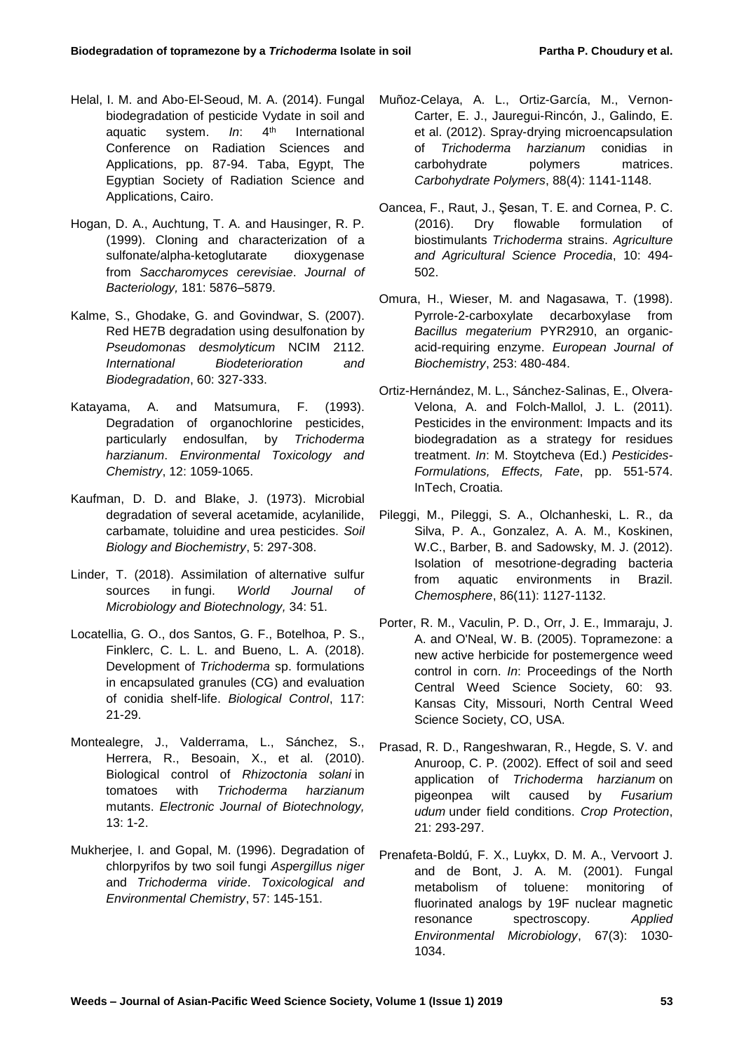Helal, I. M. and Abo-El-Seoud, M. A. (2014). Fungal biodegradation of pesticide Vydate in soil and aquatic system. *In*: 4th International Conference on Radiation Sciences and Applications, pp. 87-94. Taba, Egypt, The Egyptian Society of Radiation Science and Applications, Cairo.

Hogan, D. A., Auchtung, T. A. and Hausinger, R. P. (1999). Cloning and characterization of a sulfonate/alpha-ketoglutarate dioxygenase from *Saccharomyces cerevisiae*. *Journal of Bacteriology,* 181: 5876–5879.

Kalme, S., Ghodake, G. and Govindwar, S. (2007). Red HE7B degradation using desulfonation by *Pseudomonas desmolyticum* NCIM 2112. *International Biodeterioration and Biodegradation*, 60: 327-333.

Katayama, A. and Matsumura, F. (1993). Degradation of organochlorine pesticides, particularly endosulfan, by *Trichoderma harzianum*. *Environmental Toxicology and Chemistry*, 12: 1059-1065.

Kaufman, D. D. and Blake, J. (1973). Microbial degradation of several acetamide, acylanilide, carbamate, toluidine and urea pesticides. *Soil Biology and Biochemistry*, 5: 297-308.

Linder, T. (2018). Assimilation of alternative sulfur sources in fungi. *World Journal of Microbiology and Biotechnology,* 34: 51.

Locatellia, G. O., dos Santos, G. F., Botelhoa, P. S., Finklerc, C. L. L. and Bueno, L. A. (2018). Development of *Trichoderma* sp. formulations in encapsulated granules (CG) and evaluation of conidia shelf-life. *Biological Control*, 117: 21-29.

Montealegre, J., Valderrama, L., Sánchez, S., Herrera, R., Besoain, X., et al. (2010). Biological control of *Rhizoctonia solani* in tomatoes with *Trichoderma harzianum* mutants. *Electronic Journal of Biotechnology,* 13: 1-2.

Mukherjee, I. and Gopal, M. (1996). Degradation of chlorpyrifos by two soil fungi *Aspergillus niger* and *Trichoderma viride*. *Toxicological and Environmental Chemistry*, 57: 145-151.

Muñoz-Celaya, A. L., Ortiz-García, M., Vernon-Carter, E. J., Jauregui-Rincón, J., Galindo, E. et al. (2012). Spray-drying microencapsulation of *Trichoderma harzianum* conidias in carbohydrate polymers matrices. *Carbohydrate Polymers*, 88(4): 1141-1148.

Oancea, F., Raut, J., Şesan, T. E. and Cornea, P. C. (2016). Dry flowable formulation of biostimulants *Trichoderma* strains. *Agriculture and Agricultural Science Procedia*, 10: 494-502.

Omura, H., Wieser, M. and Nagasawa, T. (1998). Pyrrole-2-carboxylate decarboxylase from *Bacillus megaterium* PYR2910, an organic-acid-requiring enzyme. *European Journal of Biochemistry*, 253: 480-484.

Ortiz-Hernández, M. L., Sánchez-Salinas, E., Olvera-Velona, A. and Folch-Mallol, J. L. (2011). Pesticides in the environment: Impacts and its biodegradation as a strategy for residues treatment. *In*: M. Stoytcheva (Ed.) *Pesticides-Formulations, Effects, Fate*, pp. 551-574. InTech, Croatia.

Pileggi, M., Pileggi, S. A., Olchanheski, L. R., da Silva, P. A., Gonzalez, A. A. M., Koskinen, W.C., Barber, B. and Sadowsky, M. J. (2012). Isolation of mesotrione-degrading bacteria from aquatic environments in Brazil. *Chemosphere*, 86(11): 1127-1132.

Porter, R. M., Vaculin, P. D., Orr, J. E., Immaraju, J. A. and O'Neal, W. B. (2005). Topramezone: a new active herbicide for postemergence weed control in corn. *In*: Proceedings of the North Central Weed Science Society, 60: 93. Kansas City, Missouri, North Central Weed Science Society, CO, USA.

Prasad, R. D., Rangeshwaran, R., Hegde, S. V. and Anuroop, C. P. (2002). Effect of soil and seed application of *Trichoderma harzianum* on pigeonpea wilt caused by *Fusarium udum* under field conditions. *Crop Protection*, 21: 293-297.

Prenafeta-Boldú, F. X., Luykx, D. M. A., Vervoort J. and de Bont, J. A. M. (2001). Fungal metabolism of toluene: monitoring of fluorinated analogs by 19F nuclear magnetic resonance spectroscopy. *Applied Environmental Microbiology*, 67(3): 1030-1034.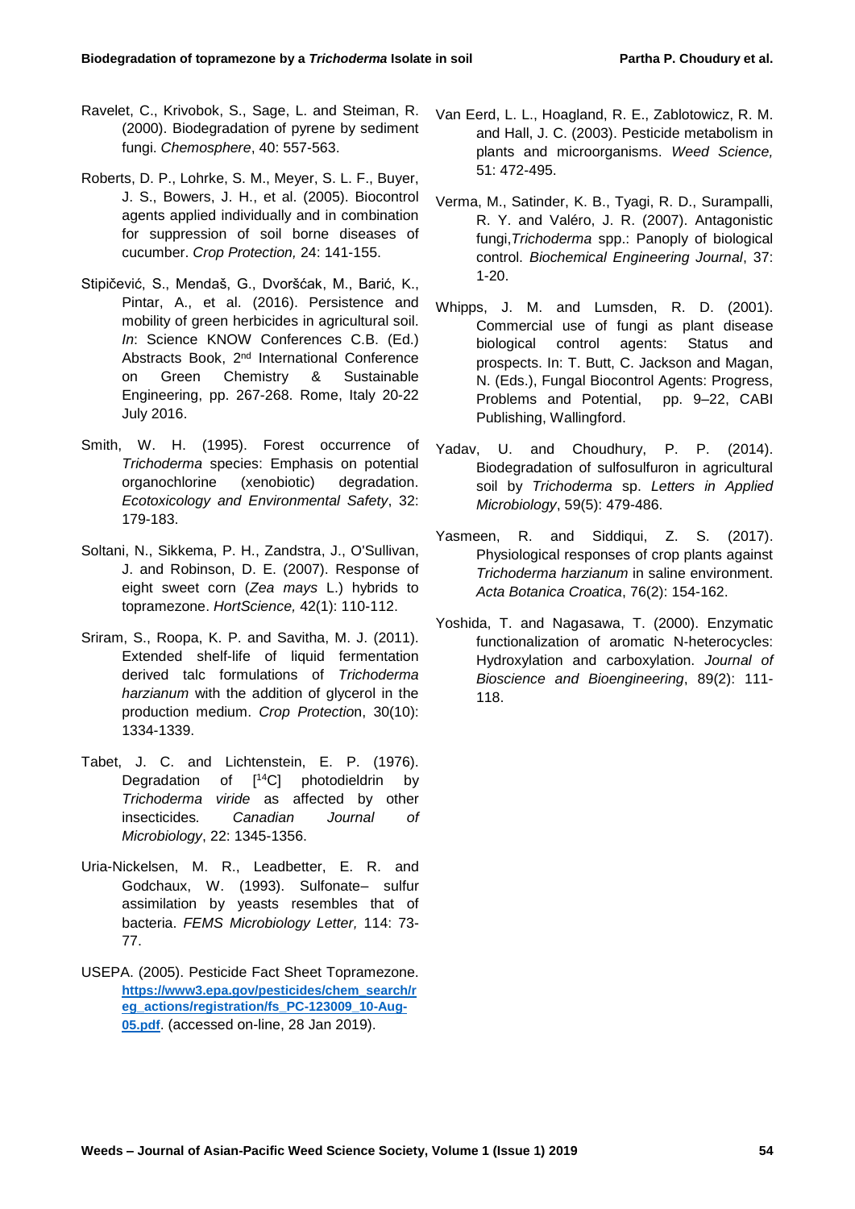Ravelet, C., Krivobok, S., Sage, L. and Steiman, R. (2000). Biodegradation of pyrene by sediment fungi. *Chemosphere*, 40: 557-563.

Roberts, D. P., Lohrke, S. M., Meyer, S. L. F., Buyer, J. S., Bowers, J. H., et al. (2005). Biocontrol agents applied individually and in combination for suppression of soil borne diseases of cucumber. *Crop Protection,* 24: 141-155.

Stipičević, S., Mendaš, G., Dvoršćak, M., Barić, K., Pintar, A., et al. (2016). Persistence and mobility of green herbicides in agricultural soil. *In*: Science KNOW Conferences C.B. (Ed.) Abstracts Book, 2nd International Conference on Green Chemistry & Sustainable Engineering, pp. 267-268. Rome, Italy 20-22 July 2016.

Smith, W. H. (1995). Forest occurrence of *Trichoderma* species: Emphasis on potential organochlorine (xenobiotic) degradation. *Ecotoxicology and Environmental Safety*, 32: 179-183.

Soltani, N., Sikkema, P. H., Zandstra, J., O'Sullivan, J. and Robinson, D. E. (2007). Response of eight sweet corn (*Zea mays* L.) hybrids to topramezone. *HortScience,* 42(1): 110-112.

Sriram, S., Roopa, K. P. and Savitha, M. J. (2011). Extended shelf-life of liquid fermentation derived talc formulations of *Trichoderma harzianum* with the addition of glycerol in the production medium. *Crop Protection*, 30(10): 1334-1339.

Tabet, J. C. and Lichtenstein, E. P. (1976). Degradation of [$^{14}$C] photodieldrin by *Trichoderma viride* as affected by other insecticides*. Canadian Journal of Microbiology*, 22: 1345-1356.

Uria-Nickelsen, M. R., Leadbetter, E. R. and Godchaux, W. (1993). Sulfonate– sulfur assimilation by yeasts resembles that of bacteria. *FEMS Microbiology Letter,* 114: 73-77.

USEPA. (2005). Pesticide Fact Sheet Topramezone. https://www3.epa.gov/pesticides/chem_search/reg_actions/registration/fs_PC-123009_10-Aug-05.pdf. (accessed on-line, 28 Jan 2019).

Van Eerd, L. L., Hoagland, R. E., Zablotowicz, R. M. and Hall, J. C. (2003). Pesticide metabolism in plants and microorganisms. *Weed Science,* 51: 472-495.

Verma, M., Satinder, K. B., Tyagi, R. D., Surampalli, R. Y. and Valéro, J. R. (2007). Antagonistic fungi,*Trichoderma* spp.: Panoply of biological control. *Biochemical Engineering Journal*, 37: 1-20.

Whipps, J. M. and Lumsden, R. D. (2001). Commercial use of fungi as plant disease biological control agents: Status and prospects. In: T. Butt, C. Jackson and Magan, N. (Eds.), Fungal Biocontrol Agents: Progress, Problems and Potential, pp. 9–22, CABI Publishing, Wallingford.

Yadav, U. and Choudhury, P. P. (2014). Biodegradation of sulfosulfuron in agricultural soil by *Trichoderma* sp. *Letters in Applied Microbiology*, 59(5): 479-486.

Yasmeen, R. and Siddiqui, Z. S. (2017). Physiological responses of crop plants against *Trichoderma harzianum* in saline environment. *Acta Botanica Croatica*, 76(2): 154-162.

Yoshida, T. and Nagasawa, T. (2000). Enzymatic functionalization of aromatic N-heterocycles: Hydroxylation and carboxylation. *Journal of Bioscience and Bioengineering*, 89(2): 111-118.